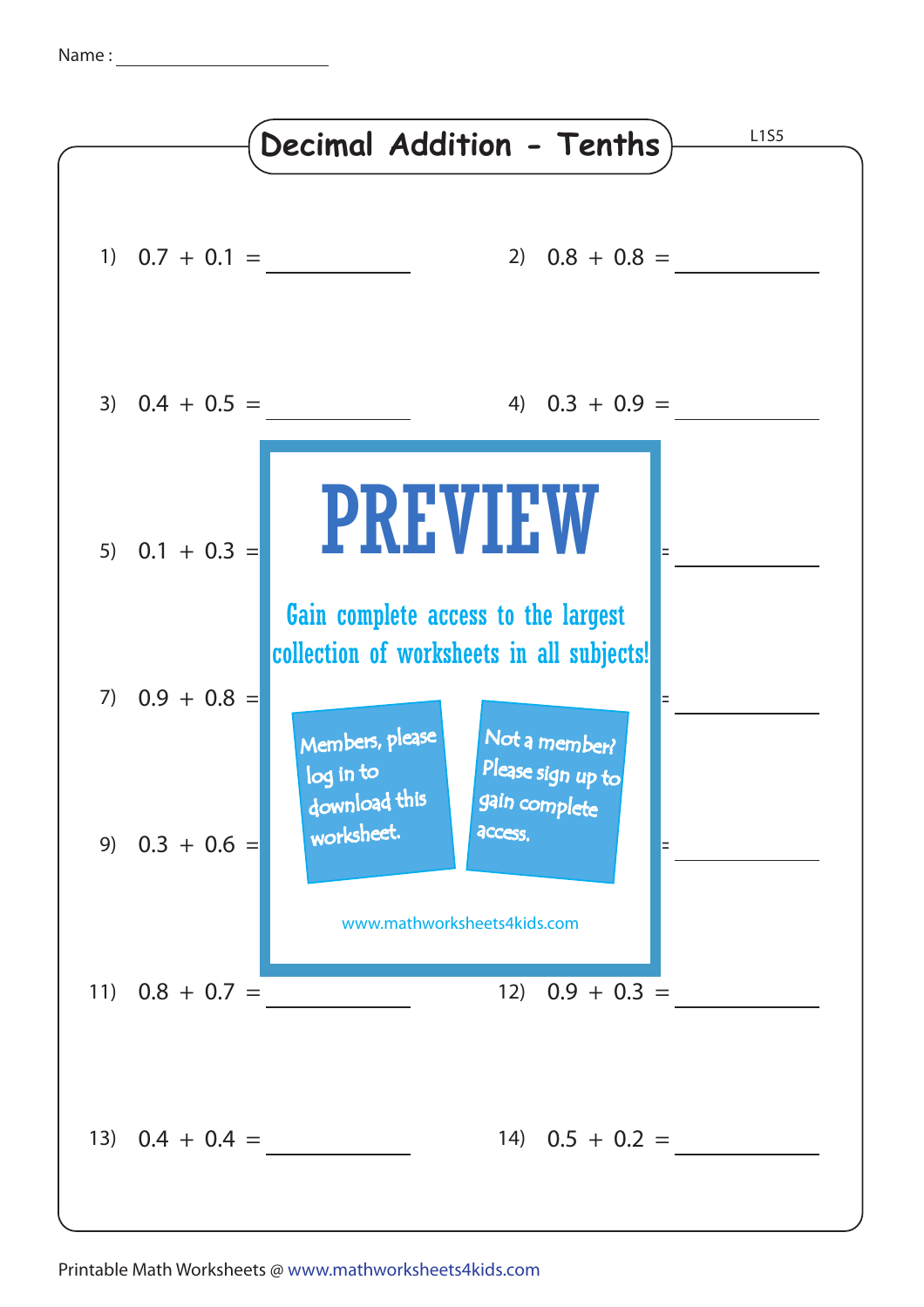Name : ____________________

# Decimal Addition - Tenths

L1S5

1) $0.7 + 0.1 =$ __________

2) $0.8 + 0.8 =$ __________

3) $0.4 + 0.5 =$ __________

4) $0.3 + 0.9 =$ __________

5) $0.1 + 0.3 =$ __________

6) __________

7) $0.9 + 0.8 =$ __________

8) __________

9) $0.3 + 0.6 =$ __________

10) __________

11) $0.8 + 0.7 =$ __________

12) $0.9 + 0.3 =$ __________

13) $0.4 + 0.4 =$ __________

14) $0.5 + 0.2 =$ __________

PREVIEW

Gain complete access to the largest collection of worksheets in all subjects!

Members, please log in to download this worksheet.

Not a member? Please sign up to gain complete access.

www.mathworksheets4kids.com

Printable Math Worksheets @ www.mathworksheets4kids.com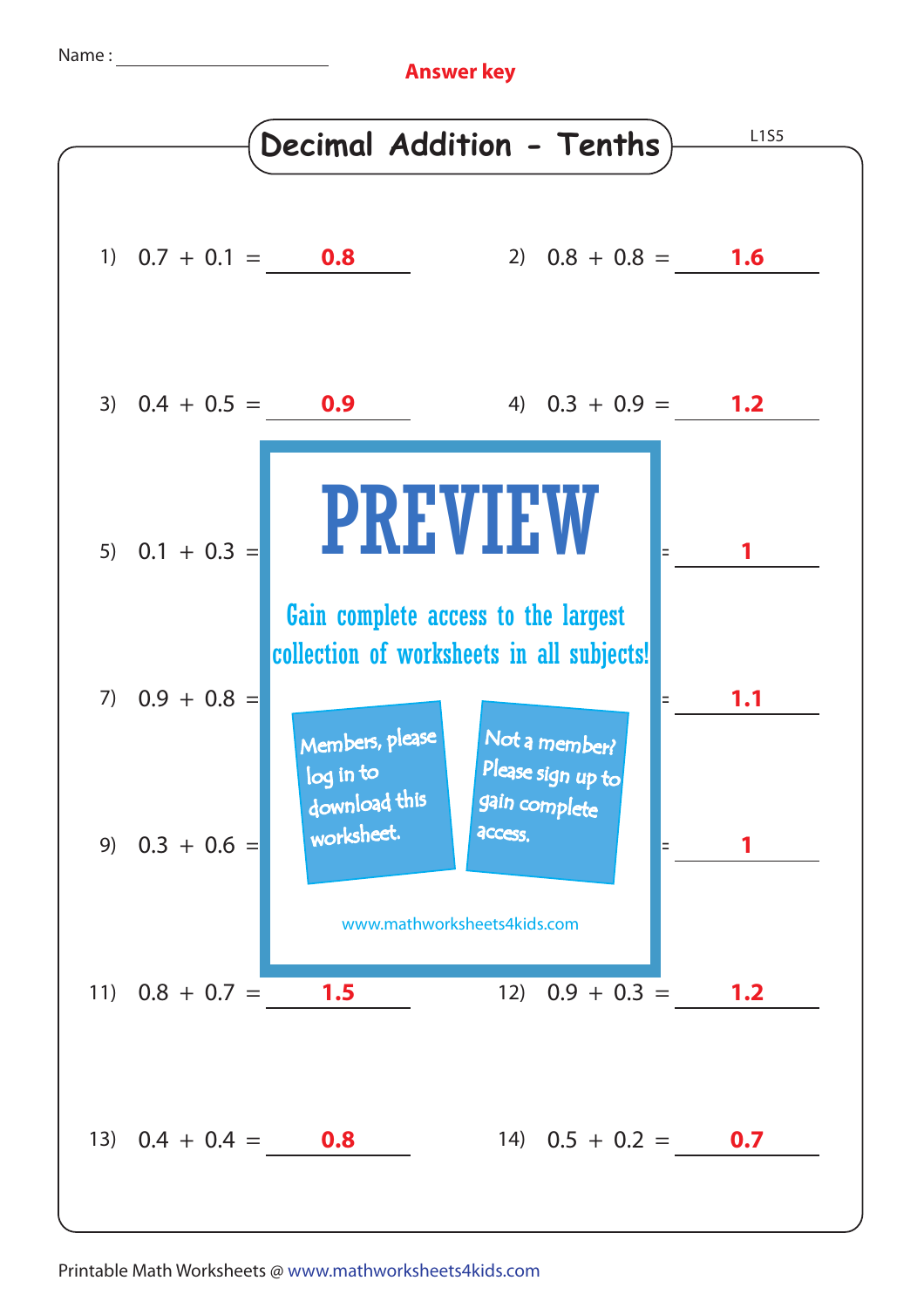Name : ____________________

**Answer key**

# Decimal Addition - Tenths

L1S5

1) $0.7 + 0.1 =$ **0.8**

2) $0.8 + 0.8 =$ **1.6**

3) $0.4 + 0.5 =$ **0.9**

4) $0.3 + 0.9 =$ **1.2**

5) $0.1 + 0.3 =$

6) **1**

7) $0.9 + 0.8 =$

8) **1.1**

9) $0.3 + 0.6 =$

10) **1**

11) $0.8 + 0.7 =$ **1.5**

12) $0.9 + 0.3 =$ **1.2**

13) $0.4 + 0.4 =$ **0.8**

14) $0.5 + 0.2 =$ **0.7**

PREVIEW

Gain complete access to the largest collection of worksheets in all subjects!

Members, please log in to download this worksheet.

Not a member? Please sign up to gain complete access.

www.mathworksheets4kids.com

Printable Math Worksheets @ www.mathworksheets4kids.com